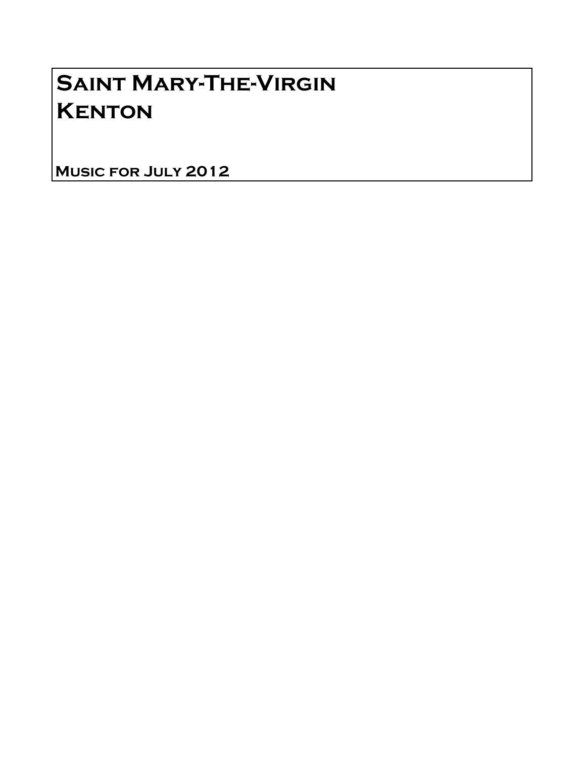# Saint Mary-The-Virgin
# Kenton

**Music for July 2012**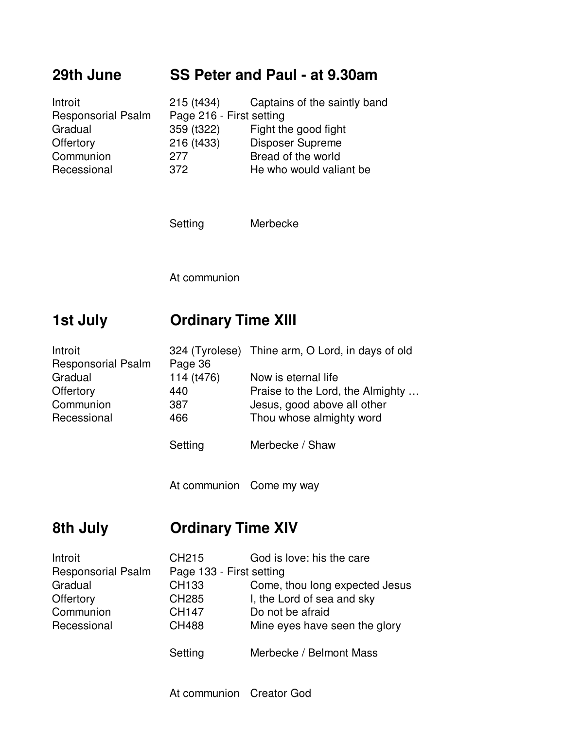## 29th June — SS Peter and Paul - at 9.30am

| | | |
|---|---|---|
| Introit | 215 (t434) | Captains of the saintly band |
| Responsorial Psalm | Page 216 - First setting | |
| Gradual | 359 (t322) | Fight the good fight |
| Offertory | 216 (t433) | Disposer Supreme |
| Communion | 277 | Bread of the world |
| Recessional | 372 | He who would valiant be |

Setting — Merbecke

At communion

## 1st July — Ordinary Time XIII

| | | |
|---|---|---|
| Introit | 324 (Tyrolese) | Thine arm, O Lord, in days of old |
| Responsorial Psalm | Page 36 | |
| Gradual | 114 (t476) | Now is eternal life |
| Offertory | 440 | Praise to the Lord, the Almighty … |
| Communion | 387 | Jesus, good above all other |
| Recessional | 466 | Thou whose almighty word |

Setting — Merbecke / Shaw

At communion — Come my way

## 8th July — Ordinary Time XIV

| | | |
|---|---|---|
| Introit | CH215 | God is love: his the care |
| Responsorial Psalm | Page 133 - First setting | |
| Gradual | CH133 | Come, thou long expected Jesus |
| Offertory | CH285 | I, the Lord of sea and sky |
| Communion | CH147 | Do not be afraid |
| Recessional | CH488 | Mine eyes have seen the glory |

Setting — Merbecke / Belmont Mass

At communion — Creator God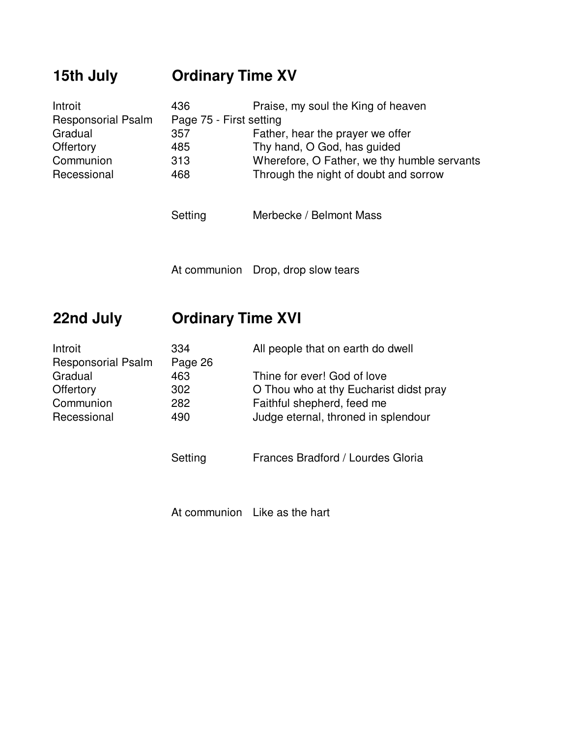## 15th July — Ordinary Time XV

| | | |
|---|---|---|
| Introit | 436 | Praise, my soul the King of heaven |
| Responsorial Psalm | Page 75 - First setting | |
| Gradual | 357 | Father, hear the prayer we offer |
| Offertory | 485 | Thy hand, O God, has guided |
| Communion | 313 | Wherefore, O Father, we thy humble servants |
| Recessional | 468 | Through the night of doubt and sorrow |

Setting — Merbecke / Belmont Mass

At communion — Drop, drop slow tears

## 22nd July — Ordinary Time XVI

| | | |
|---|---|---|
| Introit | 334 | All people that on earth do dwell |
| Responsorial Psalm | Page 26 | |
| Gradual | 463 | Thine for ever! God of love |
| Offertory | 302 | O Thou who at thy Eucharist didst pray |
| Communion | 282 | Faithful shepherd, feed me |
| Recessional | 490 | Judge eternal, throned in splendour |

Setting — Frances Bradford / Lourdes Gloria

At communion — Like as the hart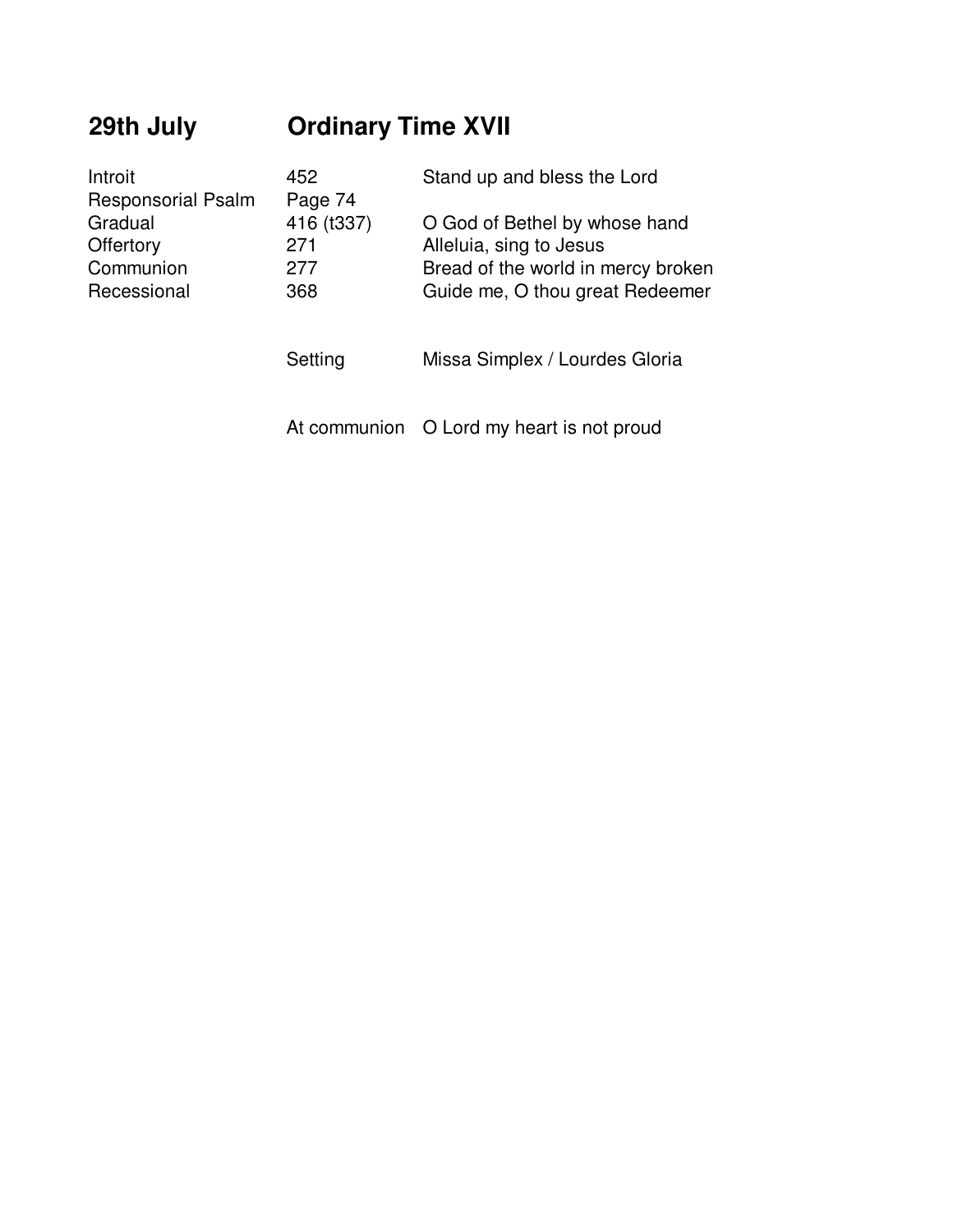## 29th July — Ordinary Time XVII

| | | |
|---|---|---|
| Introit | 452 | Stand up and bless the Lord |
| Responsorial Psalm | Page 74 | |
| Gradual | 416 (t337) | O God of Bethel by whose hand |
| Offertory | 271 | Alleluia, sing to Jesus |
| Communion | 277 | Bread of the world in mercy broken |
| Recessional | 368 | Guide me, O thou great Redeemer |
| | Setting | Missa Simplex / Lourdes Gloria |
| | At communion | O Lord my heart is not proud |